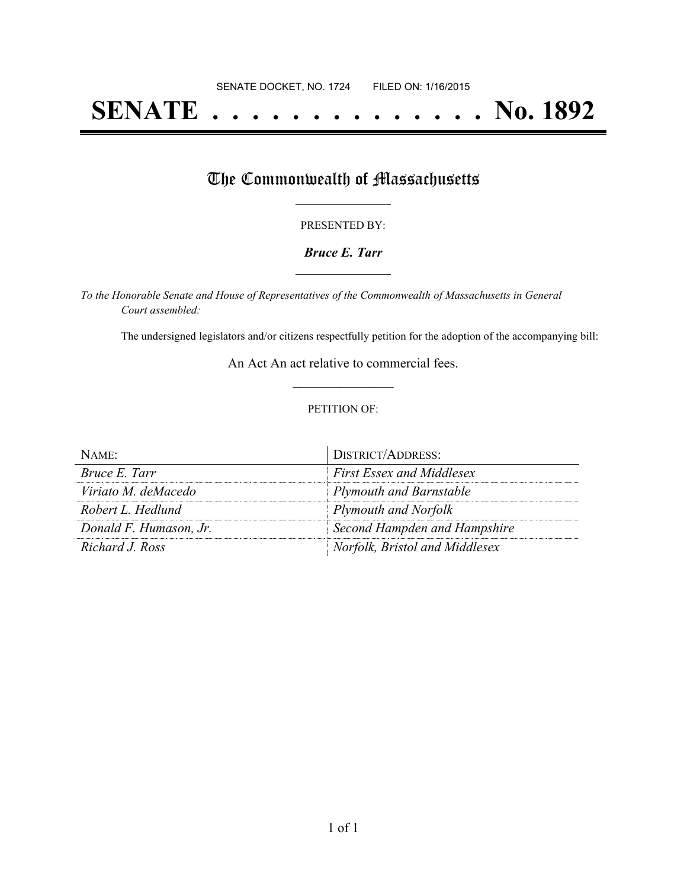SENATE DOCKET, NO. 1724        FILED ON: 1/16/2015

# SENATE . . . . . . . . . . . . . . No. 1892

## The Commonwealth of Massachusetts

PRESENTED BY:

***Bruce E. Tarr***

*To the Honorable Senate and House of Representatives of the Commonwealth of Massachusetts in General Court assembled:*

The undersigned legislators and/or citizens respectfully petition for the adoption of the accompanying bill:

An Act An act relative to commercial fees.

PETITION OF:

| NAME: | DISTRICT/ADDRESS: |
| --- | --- |
| *Bruce E. Tarr* | *First Essex and Middlesex* |
| *Viriato M. deMacedo* | *Plymouth and Barnstable* |
| *Robert L. Hedlund* | *Plymouth and Norfolk* |
| *Donald F. Humason, Jr.* | *Second Hampden and Hampshire* |
| *Richard J. Ross* | *Norfolk, Bristol and Middlesex* |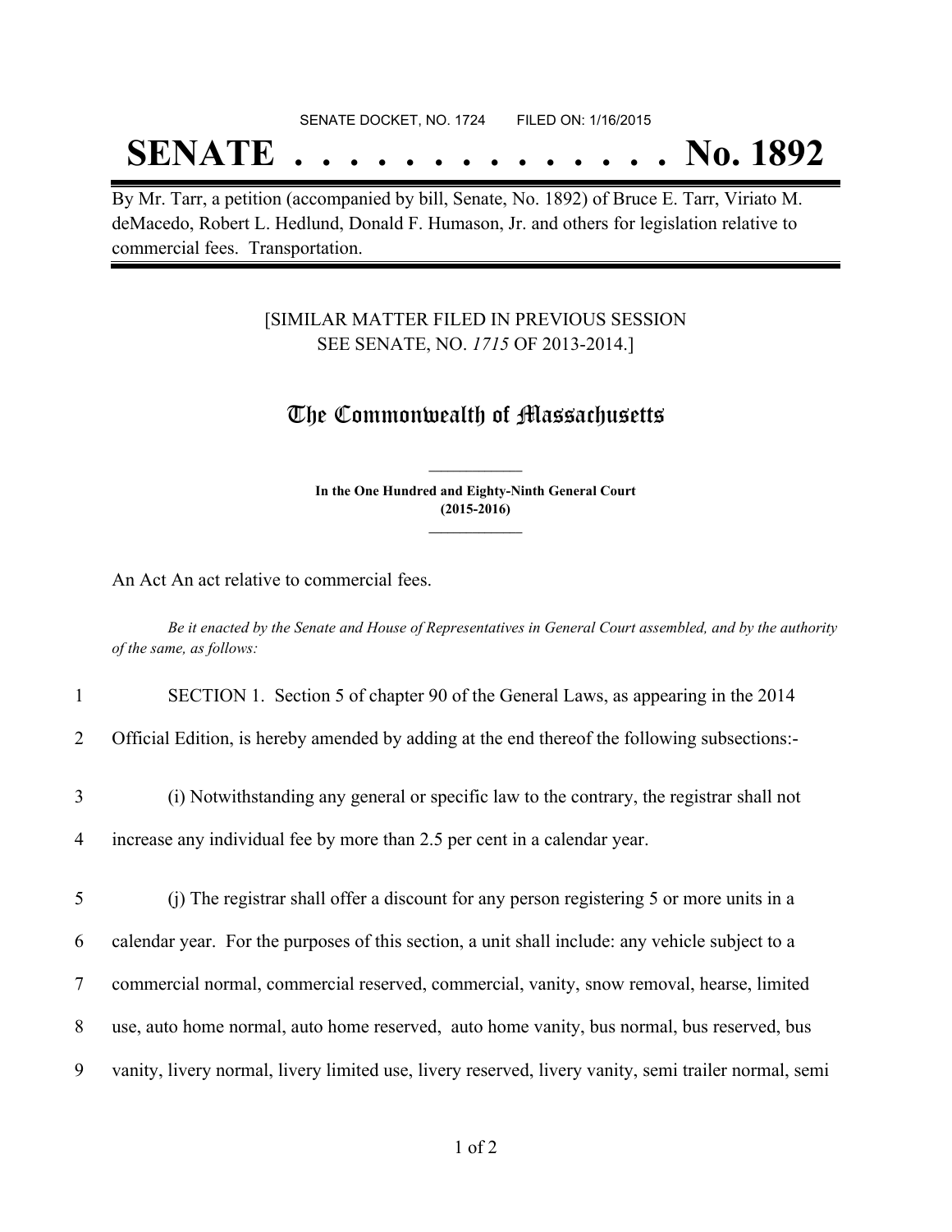SENATE DOCKET, NO. 1724        FILED ON: 1/16/2015

# SENATE . . . . . . . . . . . . . . No. 1892

By Mr. Tarr, a petition (accompanied by bill, Senate, No. 1892) of Bruce E. Tarr, Viriato M. deMacedo, Robert L. Hedlund, Donald F. Humason, Jr. and others for legislation relative to commercial fees. Transportation.

[SIMILAR MATTER FILED IN PREVIOUS SESSION
SEE SENATE, NO. *1715* OF 2013-2014.]

## The Commonwealth of Massachusetts

**In the One Hundred and Eighty-Ninth General Court**
**(2015-2016)**

An Act An act relative to commercial fees.

*Be it enacted by the Senate and House of Representatives in General Court assembled, and by the authority of the same, as follows:*

1 SECTION 1. Section 5 of chapter 90 of the General Laws, as appearing in the 2014
2 Official Edition, is hereby amended by adding at the end thereof the following subsections:-

3 (i) Notwithstanding any general or specific law to the contrary, the registrar shall not
4 increase any individual fee by more than 2.5 per cent in a calendar year.

5 (j) The registrar shall offer a discount for any person registering 5 or more units in a
6 calendar year. For the purposes of this section, a unit shall include: any vehicle subject to a
7 commercial normal, commercial reserved, commercial, vanity, snow removal, hearse, limited
8 use, auto home normal, auto home reserved, auto home vanity, bus normal, bus reserved, bus
9 vanity, livery normal, livery limited use, livery reserved, livery vanity, semi trailer normal, semi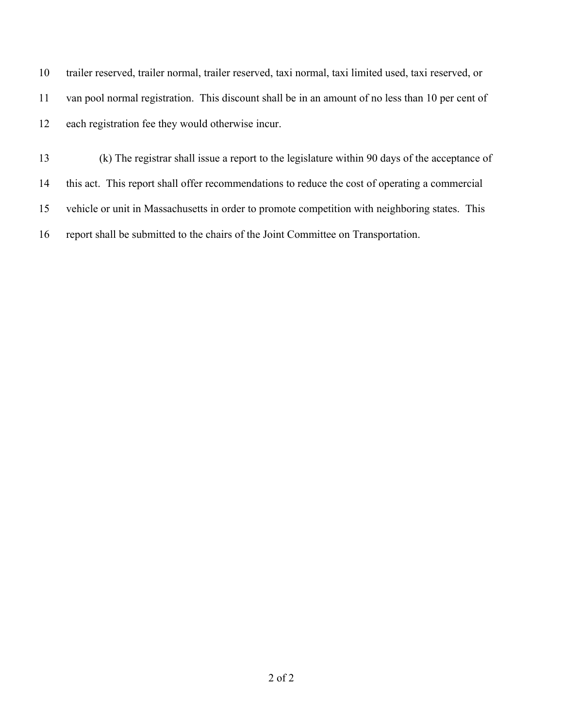10 trailer reserved, trailer normal, trailer reserved, taxi normal, taxi limited used, taxi reserved, or

11 van pool normal registration. This discount shall be in an amount of no less than 10 per cent of

12 each registration fee they would otherwise incur.

13 (k) The registrar shall issue a report to the legislature within 90 days of the acceptance of

14 this act. This report shall offer recommendations to reduce the cost of operating a commercial

15 vehicle or unit in Massachusetts in order to promote competition with neighboring states. This

16 report shall be submitted to the chairs of the Joint Committee on Transportation.